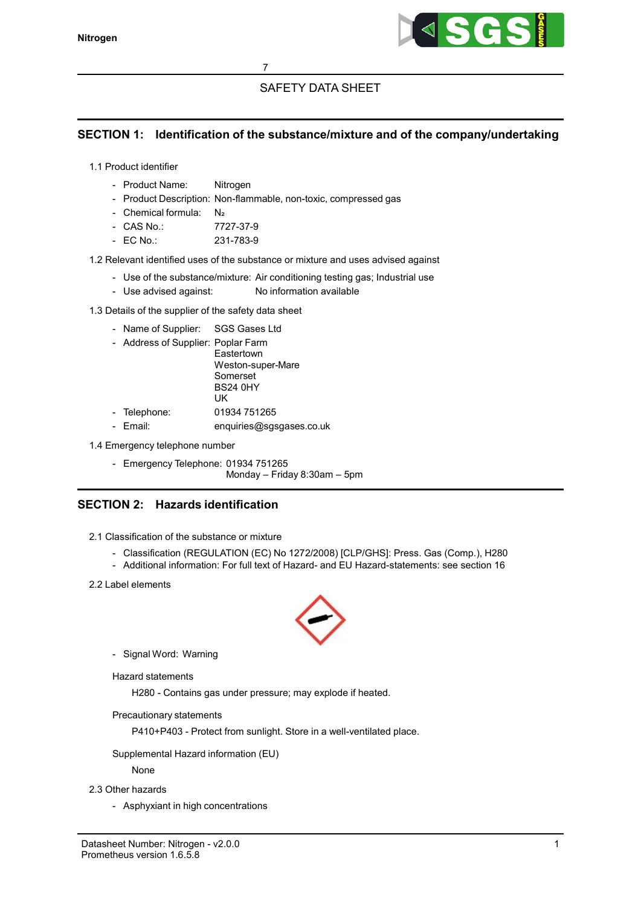# SAFETY DATA SHEET

## SECTION 1: Identification of the substance/mixture and of the company/undertaking

1.1 Product identifier

- Product Name: Nitrogen
- Product Description: Non-flammable, non-toxic, compressed gas
- Chemical formula: $N_2$
- CAS No.: 7727-37-9
- EC No.: 231-783-9

1.2 Relevant identified uses of the substance or mixture and uses advised against

- Use of the substance/mixture: Air conditioning testing gas; Industrial use
- Use advised against: No information available

1.3 Details of the supplier of the safety data sheet

- Name of Supplier: SGS Gases Ltd
- Address of Supplier: Poplar Farm
  Eastertown
  Weston-super-Mare
  Somerset
  BS24 0HY
  UK
- Telephone: 01934 751265
- Email: enquiries@sgsgases.co.uk

1.4 Emergency telephone number

- Emergency Telephone: 01934 751265
  Monday – Friday 8:30am – 5pm

## SECTION 2: Hazards identification

2.1 Classification of the substance or mixture

- Classification (REGULATION (EC) No 1272/2008) [CLP/GHS]: Press. Gas (Comp.), H280
- Additional information: For full text of Hazard- and EU Hazard-statements: see section 16

2.2 Label elements

- Signal Word: Warning

Hazard statements

H280 - Contains gas under pressure; may explode if heated.

Precautionary statements

P410+P403 - Protect from sunlight. Store in a well-ventilated place.

Supplemental Hazard information (EU)

None

2.3 Other hazards

- Asphyxiant in high concentrations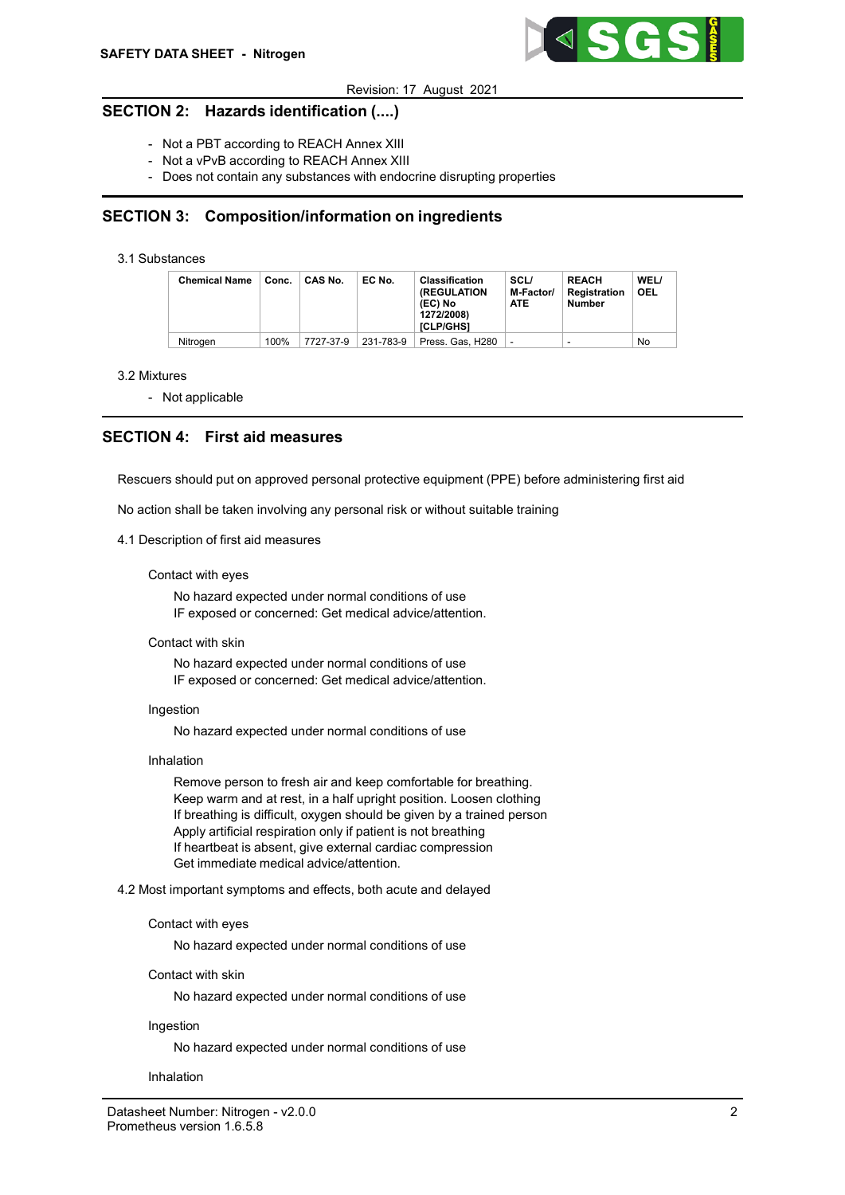## SECTION 2: Hazards identification (....)

- Not a PBT according to REACH Annex XIII
- Not a vPvB according to REACH Annex XIII
- Does not contain any substances with endocrine disrupting properties

## SECTION 3: Composition/information on ingredients

3.1 Substances

| Chemical Name | Conc. | CAS No. | EC No. | Classification (REGULATION (EC) No 1272/2008) [CLP/GHS] | SCL/ M-Factor/ ATE | REACH Registration Number | WEL/ OEL |
|---|---|---|---|---|---|---|---|
| Nitrogen | 100% | 7727-37-9 | 231-783-9 | Press. Gas, H280 | - | - | No |

3.2 Mixtures

- Not applicable

## SECTION 4: First aid measures

Rescuers should put on approved personal protective equipment (PPE) before administering first aid

No action shall be taken involving any personal risk or without suitable training

4.1 Description of first aid measures

Contact with eyes

No hazard expected under normal conditions of use
IF exposed or concerned: Get medical advice/attention.

Contact with skin

No hazard expected under normal conditions of use
IF exposed or concerned: Get medical advice/attention.

Ingestion

No hazard expected under normal conditions of use

Inhalation

Remove person to fresh air and keep comfortable for breathing.
Keep warm and at rest, in a half upright position. Loosen clothing
If breathing is difficult, oxygen should be given by a trained person
Apply artificial respiration only if patient is not breathing
If heartbeat is absent, give external cardiac compression
Get immediate medical advice/attention.

4.2 Most important symptoms and effects, both acute and delayed

Contact with eyes

No hazard expected under normal conditions of use

Contact with skin

No hazard expected under normal conditions of use

Ingestion

No hazard expected under normal conditions of use

Inhalation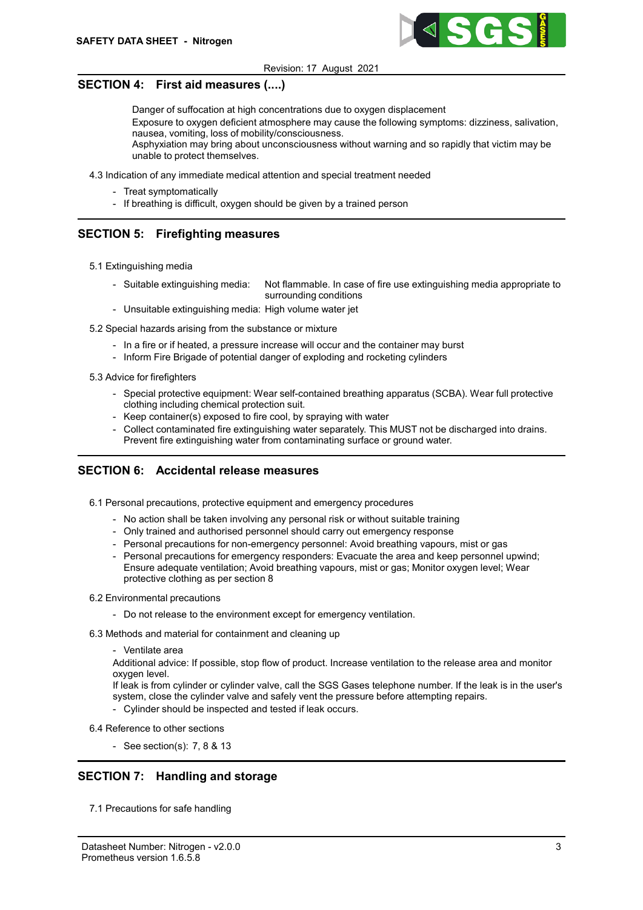## SECTION 4: First aid measures (....)

Danger of suffocation at high concentrations due to oxygen displacement
Exposure to oxygen deficient atmosphere may cause the following symptoms: dizziness, salivation, nausea, vomiting, loss of mobility/consciousness.
Asphyxiation may bring about unconsciousness without warning and so rapidly that victim may be unable to protect themselves.

4.3 Indication of any immediate medical attention and special treatment needed

- Treat symptomatically
- If breathing is difficult, oxygen should be given by a trained person

## SECTION 5: Firefighting measures

5.1 Extinguishing media

- Suitable extinguishing media: Not flammable. In case of fire use extinguishing media appropriate to surrounding conditions
- Unsuitable extinguishing media: High volume water jet

5.2 Special hazards arising from the substance or mixture

- In a fire or if heated, a pressure increase will occur and the container may burst
- Inform Fire Brigade of potential danger of exploding and rocketing cylinders

5.3 Advice for firefighters

- Special protective equipment: Wear self-contained breathing apparatus (SCBA). Wear full protective clothing including chemical protection suit.
- Keep container(s) exposed to fire cool, by spraying with water
- Collect contaminated fire extinguishing water separately. This MUST not be discharged into drains. Prevent fire extinguishing water from contaminating surface or ground water.

## SECTION 6: Accidental release measures

6.1 Personal precautions, protective equipment and emergency procedures

- No action shall be taken involving any personal risk or without suitable training
- Only trained and authorised personnel should carry out emergency response
- Personal precautions for non-emergency personnel: Avoid breathing vapours, mist or gas
- Personal precautions for emergency responders: Evacuate the area and keep personnel upwind; Ensure adequate ventilation; Avoid breathing vapours, mist or gas; Monitor oxygen level; Wear protective clothing as per section 8

6.2 Environmental precautions

- Do not release to the environment except for emergency ventilation.

6.3 Methods and material for containment and cleaning up

- Ventilate area

Additional advice: If possible, stop flow of product. Increase ventilation to the release area and monitor oxygen level.
If leak is from cylinder or cylinder valve, call the SGS Gases telephone number. If the leak is in the user's system, close the cylinder valve and safely vent the pressure before attempting repairs.

- Cylinder should be inspected and tested if leak occurs.

6.4 Reference to other sections

- See section(s): 7, 8 & 13

## SECTION 7: Handling and storage

7.1 Precautions for safe handling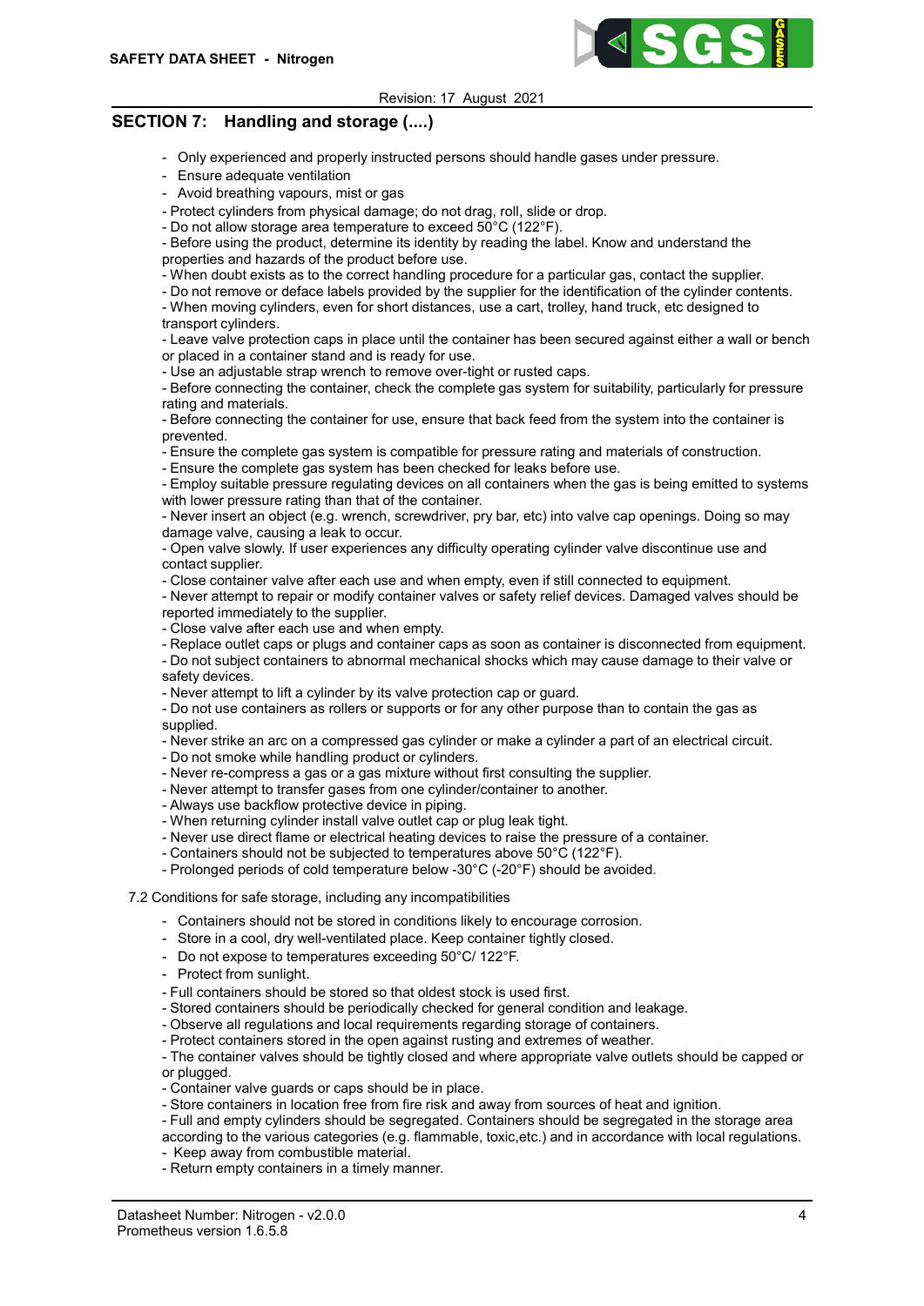## SECTION 7: Handling and storage (....)

- Only experienced and properly instructed persons should handle gases under pressure.
- Ensure adequate ventilation
- Avoid breathing vapours, mist or gas
- Protect cylinders from physical damage; do not drag, roll, slide or drop.
- Do not allow storage area temperature to exceed 50°C (122°F).
- Before using the product, determine its identity by reading the label. Know and understand the properties and hazards of the product before use.
- When doubt exists as to the correct handling procedure for a particular gas, contact the supplier.
- Do not remove or deface labels provided by the supplier for the identification of the cylinder contents.
- When moving cylinders, even for short distances, use a cart, trolley, hand truck, etc designed to transport cylinders.
- Leave valve protection caps in place until the container has been secured against either a wall or bench or placed in a container stand and is ready for use.
- Use an adjustable strap wrench to remove over-tight or rusted caps.
- Before connecting the container, check the complete gas system for suitability, particularly for pressure rating and materials.
- Before connecting the container for use, ensure that back feed from the system into the container is prevented.
- Ensure the complete gas system is compatible for pressure rating and materials of construction.
- Ensure the complete gas system has been checked for leaks before use.
- Employ suitable pressure regulating devices on all containers when the gas is being emitted to systems with lower pressure rating than that of the container.
- Never insert an object (e.g. wrench, screwdriver, pry bar, etc) into valve cap openings. Doing so may damage valve, causing a leak to occur.
- Open valve slowly. If user experiences any difficulty operating cylinder valve discontinue use and contact supplier.
- Close container valve after each use and when empty, even if still connected to equipment.
- Never attempt to repair or modify container valves or safety relief devices. Damaged valves should be reported immediately to the supplier.
- Close valve after each use and when empty.
- Replace outlet caps or plugs and container caps as soon as container is disconnected from equipment.
- Do not subject containers to abnormal mechanical shocks which may cause damage to their valve or safety devices.
- Never attempt to lift a cylinder by its valve protection cap or guard.
- Do not use containers as rollers or supports or for any other purpose than to contain the gas as supplied.
- Never strike an arc on a compressed gas cylinder or make a cylinder a part of an electrical circuit.
- Do not smoke while handling product or cylinders.
- Never re-compress a gas or a gas mixture without first consulting the supplier.
- Never attempt to transfer gases from one cylinder/container to another.
- Always use backflow protective device in piping.
- When returning cylinder install valve outlet cap or plug leak tight.
- Never use direct flame or electrical heating devices to raise the pressure of a container.
- Containers should not be subjected to temperatures above 50°C (122°F).
- Prolonged periods of cold temperature below -30°C (-20°F) should be avoided.

7.2 Conditions for safe storage, including any incompatibilities

- Containers should not be stored in conditions likely to encourage corrosion.
- Store in a cool, dry well-ventilated place. Keep container tightly closed.
- Do not expose to temperatures exceeding 50°C/ 122°F.
- Protect from sunlight.
- Full containers should be stored so that oldest stock is used first.
- Stored containers should be periodically checked for general condition and leakage.
- Observe all regulations and local requirements regarding storage of containers.
- Protect containers stored in the open against rusting and extremes of weather.
- The container valves should be tightly closed and where appropriate valve outlets should be capped or or plugged.
- Container valve guards or caps should be in place.
- Store containers in location free from fire risk and away from sources of heat and ignition.
- Full and empty cylinders should be segregated. Containers should be segregated in the storage area according to the various categories (e.g. flammable, toxic,etc.) and in accordance with local regulations.
- Keep away from combustible material.
- Return empty containers in a timely manner.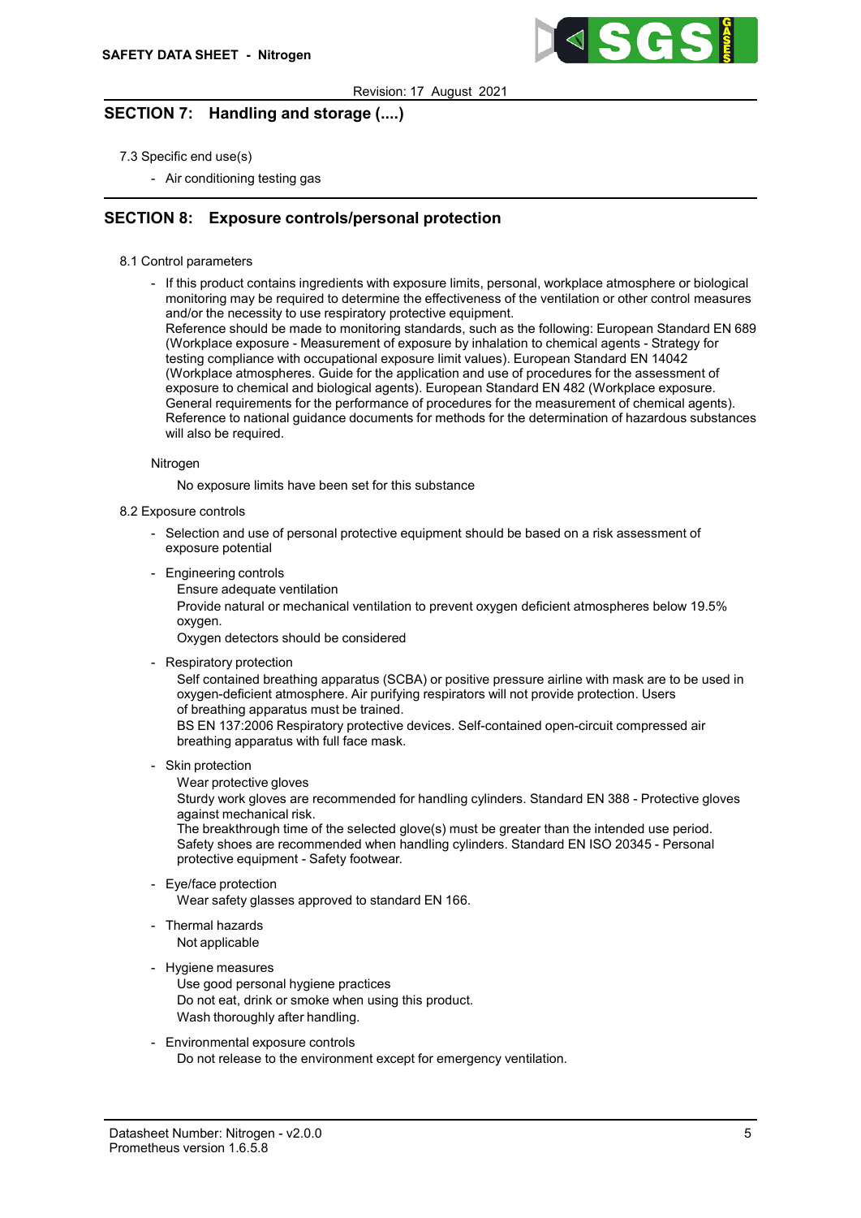## SECTION 7: Handling and storage (....)

7.3 Specific end use(s)

- Air conditioning testing gas

## SECTION 8: Exposure controls/personal protection

8.1 Control parameters

- If this product contains ingredients with exposure limits, personal, workplace atmosphere or biological monitoring may be required to determine the effectiveness of the ventilation or other control measures and/or the necessity to use respiratory protective equipment.
  Reference should be made to monitoring standards, such as the following: European Standard EN 689 (Workplace exposure - Measurement of exposure by inhalation to chemical agents - Strategy for testing compliance with occupational exposure limit values). European Standard EN 14042 (Workplace atmospheres. Guide for the application and use of procedures for the assessment of exposure to chemical and biological agents). European Standard EN 482 (Workplace exposure. General requirements for the performance of procedures for the measurement of chemical agents). Reference to national guidance documents for methods for the determination of hazardous substances will also be required.

Nitrogen

No exposure limits have been set for this substance

8.2 Exposure controls

- Selection and use of personal protective equipment should be based on a risk assessment of exposure potential
- Engineering controls
  Ensure adequate ventilation
  Provide natural or mechanical ventilation to prevent oxygen deficient atmospheres below 19.5% oxygen.
  Oxygen detectors should be considered
- Respiratory protection
  Self contained breathing apparatus (SCBA) or positive pressure airline with mask are to be used in oxygen-deficient atmosphere. Air purifying respirators will not provide protection. Users of breathing apparatus must be trained.
  BS EN 137:2006 Respiratory protective devices. Self-contained open-circuit compressed air breathing apparatus with full face mask.
- Skin protection
  Wear protective gloves
  Sturdy work gloves are recommended for handling cylinders. Standard EN 388 - Protective gloves against mechanical risk.
  The breakthrough time of the selected glove(s) must be greater than the intended use period.
  Safety shoes are recommended when handling cylinders. Standard EN ISO 20345 - Personal protective equipment - Safety footwear.
- Eye/face protection
  Wear safety glasses approved to standard EN 166.
- Thermal hazards
  Not applicable
- Hygiene measures
  Use good personal hygiene practices
  Do not eat, drink or smoke when using this product.
  Wash thoroughly after handling.
- Environmental exposure controls
  Do not release to the environment except for emergency ventilation.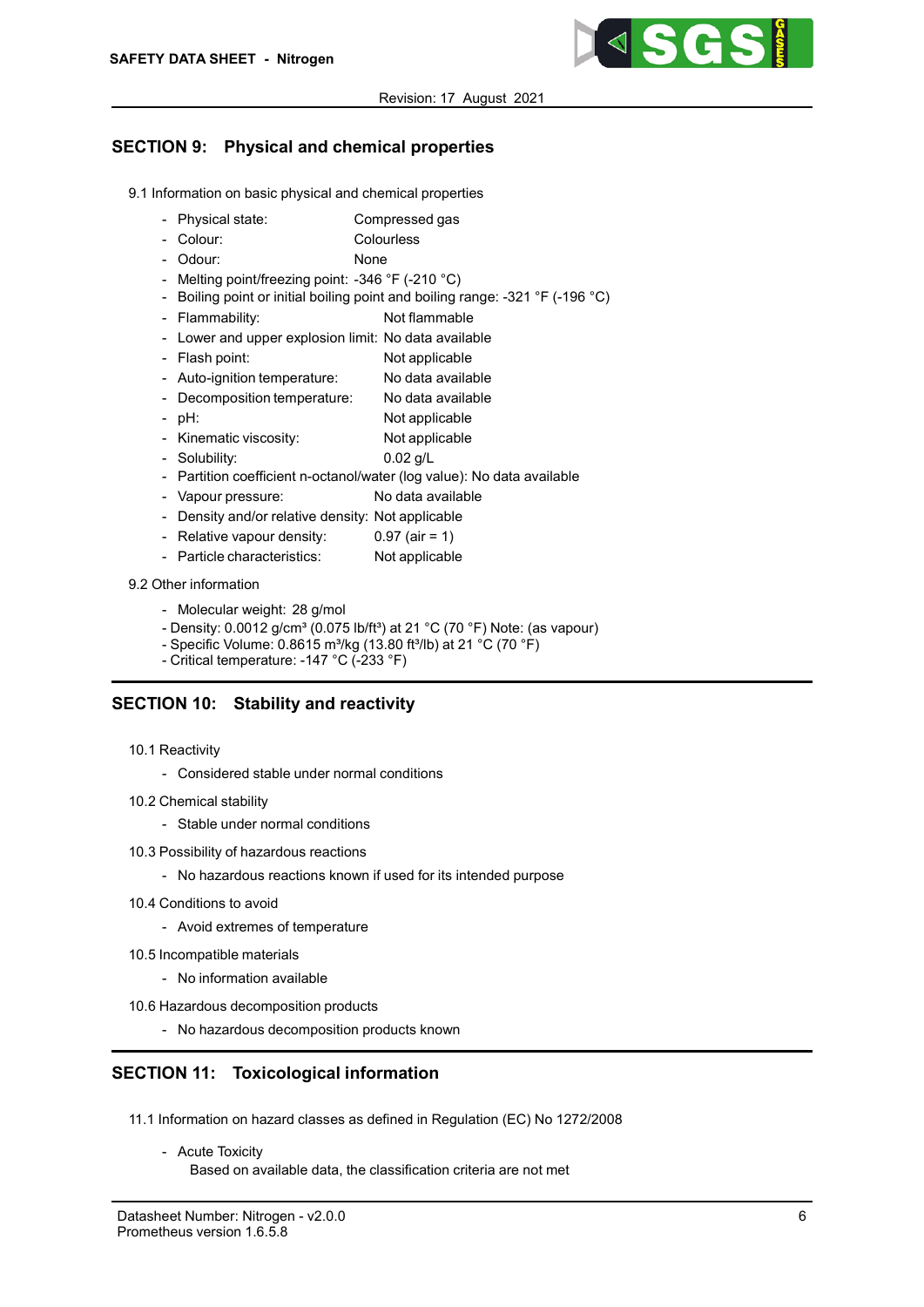## SECTION 9: Physical and chemical properties

9.1 Information on basic physical and chemical properties

- Physical state: Compressed gas
- Colour: Colourless
- Odour: None
- Melting point/freezing point: -346 °F (-210 °C)
- Boiling point or initial boiling point and boiling range: -321 °F (-196 °C)
- Flammability: Not flammable
- Lower and upper explosion limit: No data available
- Flash point: Not applicable
- Auto-ignition temperature: No data available
- Decomposition temperature: No data available
- pH: Not applicable
- Kinematic viscosity: Not applicable
- Solubility: 0.02 g/L
- Partition coefficient n-octanol/water (log value): No data available
- Vapour pressure: No data available
- Density and/or relative density: Not applicable
- Relative vapour density: 0.97 (air = 1)
- Particle characteristics: Not applicable

9.2 Other information

- Molecular weight: 28 g/mol
- Density: 0.0012 g/cm³ (0.075 lb/ft³) at 21 °C (70 °F) Note: (as vapour)
- Specific Volume: 0.8615 m³/kg (13.80 ft³/lb) at 21 °C (70 °F)
- Critical temperature: -147 °C (-233 °F)

## SECTION 10: Stability and reactivity

10.1 Reactivity

- Considered stable under normal conditions

10.2 Chemical stability

- Stable under normal conditions

10.3 Possibility of hazardous reactions

- No hazardous reactions known if used for its intended purpose

10.4 Conditions to avoid

- Avoid extremes of temperature

10.5 Incompatible materials

- No information available

10.6 Hazardous decomposition products

- No hazardous decomposition products known

## SECTION 11: Toxicological information

11.1 Information on hazard classes as defined in Regulation (EC) No 1272/2008

- Acute Toxicity
  Based on available data, the classification criteria are not met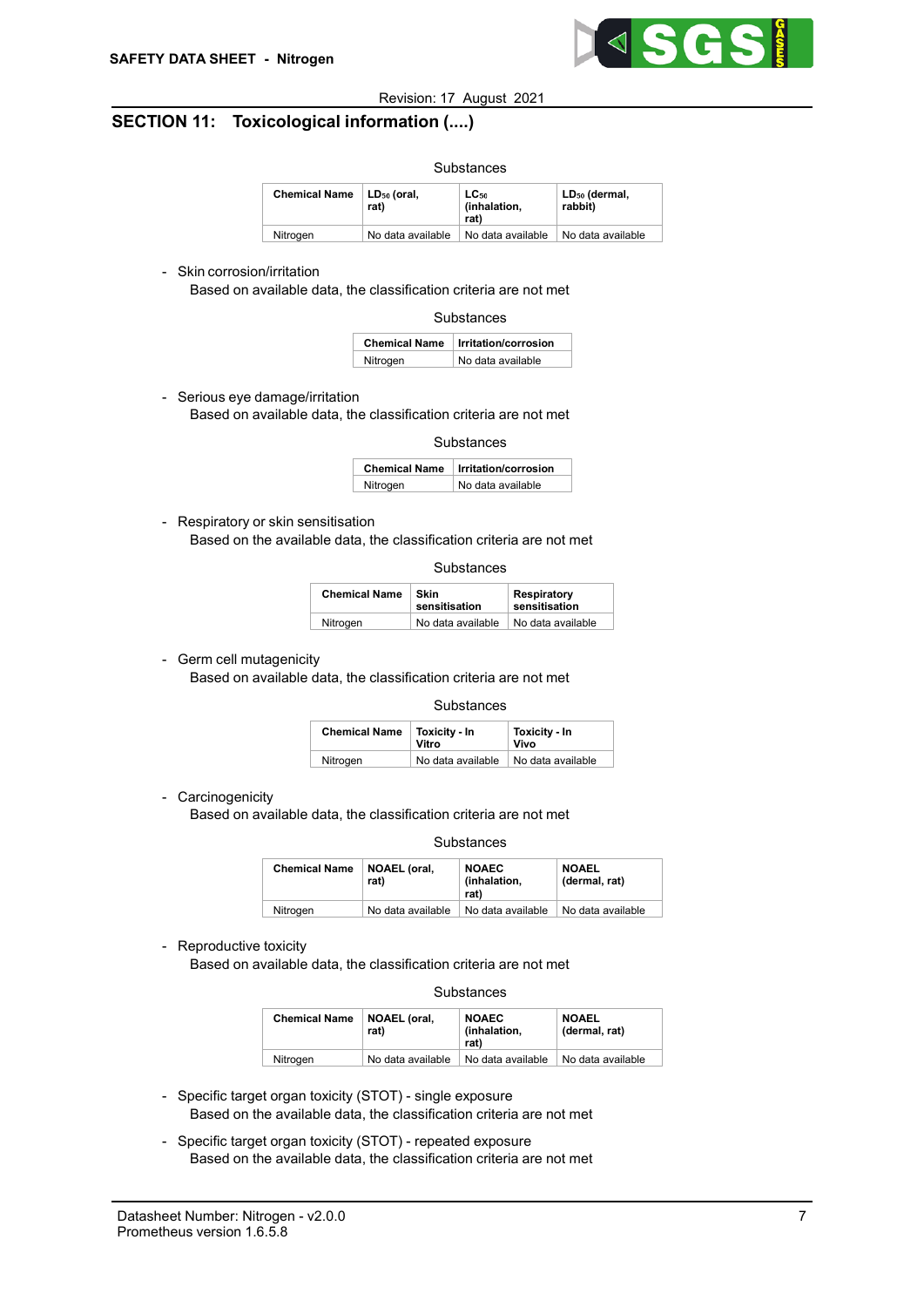## SECTION 11: Toxicological information (....)

Substances

| Chemical Name | $LD_{50}$ (oral, rat) | $LC_{50}$ (inhalation, rat) | $LD_{50}$ (dermal, rabbit) |
|---|---|---|---|
| Nitrogen | No data available | No data available | No data available |

- Skin corrosion/irritation
  Based on available data, the classification criteria are not met

Substances

| Chemical Name | Irritation/corrosion |
|---|---|
| Nitrogen | No data available |

- Serious eye damage/irritation
  Based on available data, the classification criteria are not met

Substances

| Chemical Name | Irritation/corrosion |
|---|---|
| Nitrogen | No data available |

- Respiratory or skin sensitisation
  Based on the available data, the classification criteria are not met

Substances

| Chemical Name | Skin sensitisation | Respiratory sensitisation |
|---|---|---|
| Nitrogen | No data available | No data available |

- Germ cell mutagenicity
  Based on available data, the classification criteria are not met

Substances

| Chemical Name | Toxicity - In Vitro | Toxicity - In Vivo |
|---|---|---|
| Nitrogen | No data available | No data available |

- Carcinogenicity
  Based on available data, the classification criteria are not met

Substances

| Chemical Name | NOAEL (oral, rat) | NOAEC (inhalation, rat) | NOAEL (dermal, rat) |
|---|---|---|---|
| Nitrogen | No data available | No data available | No data available |

- Reproductive toxicity
  Based on available data, the classification criteria are not met

Substances

| Chemical Name | NOAEL (oral, rat) | NOAEC (inhalation, rat) | NOAEL (dermal, rat) |
|---|---|---|---|
| Nitrogen | No data available | No data available | No data available |

- Specific target organ toxicity (STOT) - single exposure
  Based on the available data, the classification criteria are not met
- Specific target organ toxicity (STOT) - repeated exposure
  Based on the available data, the classification criteria are not met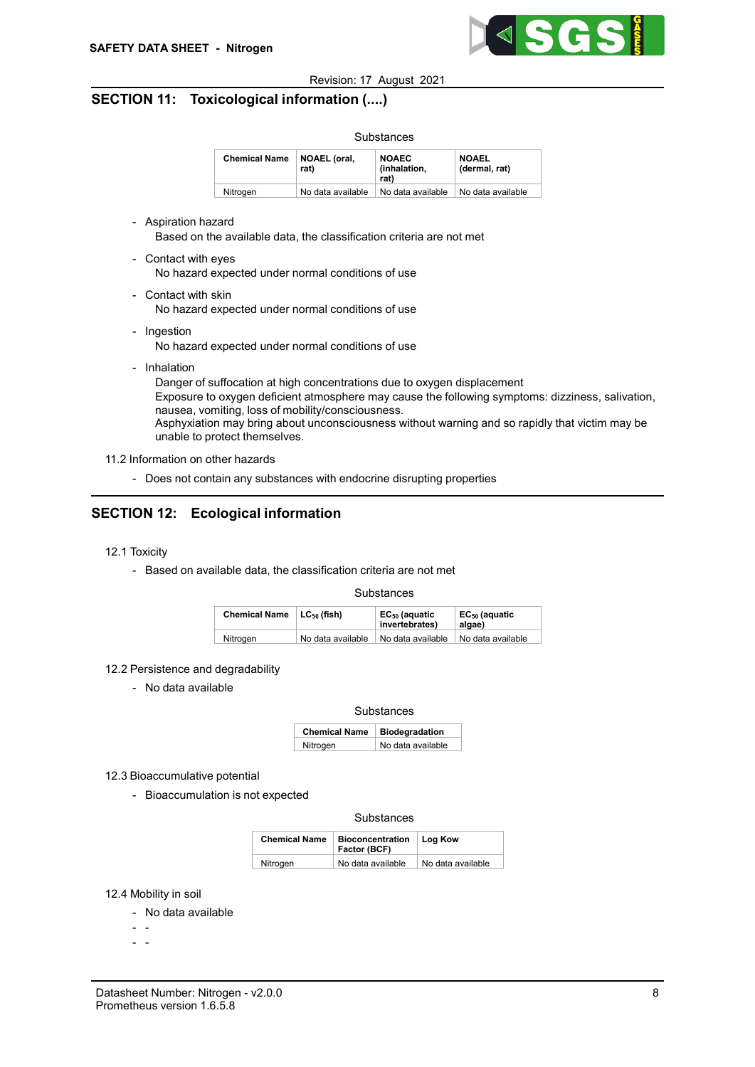## SECTION 11: Toxicological information (....)

Substances

| Chemical Name | NOAEL (oral, rat) | NOAEC (inhalation, rat) | NOAEL (dermal, rat) |
|---|---|---|---|
| Nitrogen | No data available | No data available | No data available |

- Aspiration hazard
  Based on the available data, the classification criteria are not met
- Contact with eyes
  No hazard expected under normal conditions of use
- Contact with skin
  No hazard expected under normal conditions of use
- Ingestion
  No hazard expected under normal conditions of use
- Inhalation
  Danger of suffocation at high concentrations due to oxygen displacement
  Exposure to oxygen deficient atmosphere may cause the following symptoms: dizziness, salivation, nausea, vomiting, loss of mobility/consciousness.
  Asphyxiation may bring about unconsciousness without warning and so rapidly that victim may be unable to protect themselves.

11.2 Information on other hazards

- Does not contain any substances with endocrine disrupting properties

## SECTION 12: Ecological information

12.1 Toxicity

- Based on available data, the classification criteria are not met

Substances

| Chemical Name | $LC_{50}$ (fish) | $EC_{50}$ (aquatic invertebrates) | $EC_{50}$ (aquatic algae) |
|---|---|---|---|
| Nitrogen | No data available | No data available | No data available |

12.2 Persistence and degradability

- No data available

Substances

| Chemical Name | Biodegradation |
|---|---|
| Nitrogen | No data available |

12.3 Bioaccumulative potential

- Bioaccumulation is not expected

Substances

| Chemical Name | Bioconcentration Factor (BCF) | Log Kow |
|---|---|---|
| Nitrogen | No data available | No data available |

12.4 Mobility in soil

- No data available
- -
- -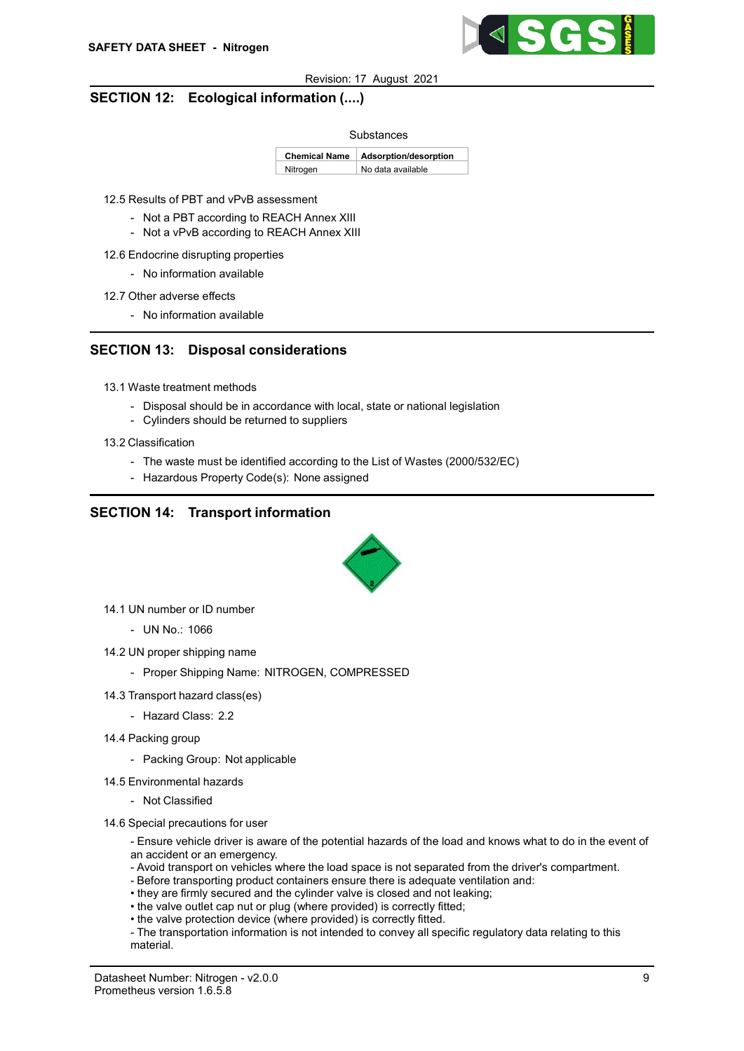## SECTION 12: Ecological information (....)

Substances

| Chemical Name | Adsorption/desorption |
|---|---|
| Nitrogen | No data available |

12.5 Results of PBT and vPvB assessment

- Not a PBT according to REACH Annex XIII
- Not a vPvB according to REACH Annex XIII

12.6 Endocrine disrupting properties

- No information available

12.7 Other adverse effects

- No information available

## SECTION 13: Disposal considerations

13.1 Waste treatment methods

- Disposal should be in accordance with local, state or national legislation
- Cylinders should be returned to suppliers

13.2 Classification

- The waste must be identified according to the List of Wastes (2000/532/EC)
- Hazardous Property Code(s): None assigned

## SECTION 14: Transport information

14.1 UN number or ID number

- UN No.: 1066

14.2 UN proper shipping name

- Proper Shipping Name: NITROGEN, COMPRESSED

14.3 Transport hazard class(es)

- Hazard Class: 2.2

14.4 Packing group

- Packing Group: Not applicable

14.5 Environmental hazards

- Not Classified

14.6 Special precautions for user

- Ensure vehicle driver is aware of the potential hazards of the load and knows what to do in the event of an accident or an emergency.
- Avoid transport on vehicles where the load space is not separated from the driver's compartment.
- Before transporting product containers ensure there is adequate ventilation and:
• they are firmly secured and the cylinder valve is closed and not leaking;
• the valve outlet cap nut or plug (where provided) is correctly fitted;
• the valve protection device (where provided) is correctly fitted.
- The transportation information is not intended to convey all specific regulatory data relating to this material.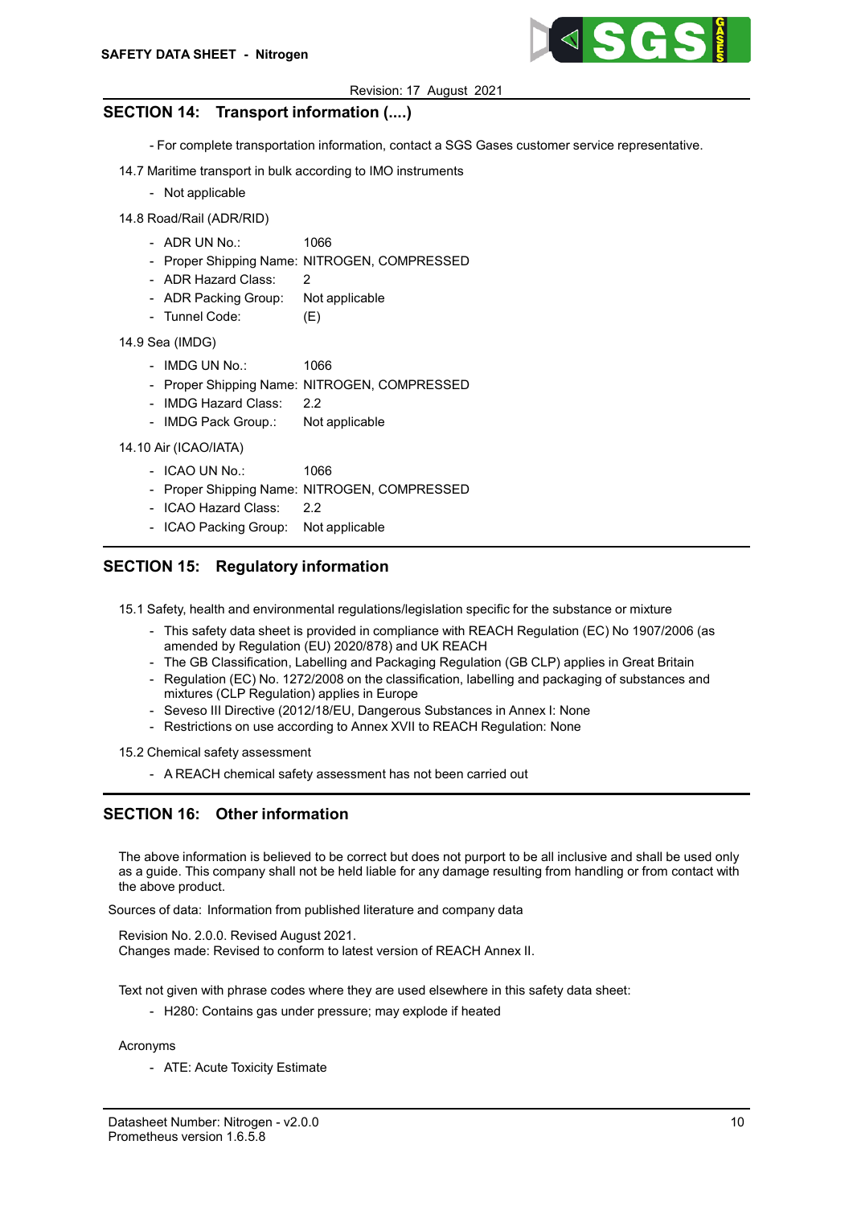## SECTION 14: Transport information (....)

- For complete transportation information, contact a SGS Gases customer service representative.

14.7 Maritime transport in bulk according to IMO instruments

- Not applicable

14.8 Road/Rail (ADR/RID)

- ADR UN No.: 1066
- Proper Shipping Name: NITROGEN, COMPRESSED
- ADR Hazard Class: 2
- ADR Packing Group: Not applicable
- Tunnel Code: (E)

14.9 Sea (IMDG)

- IMDG UN No.: 1066
- Proper Shipping Name: NITROGEN, COMPRESSED
- IMDG Hazard Class: 2.2
- IMDG Pack Group.: Not applicable

14.10 Air (ICAO/IATA)

- ICAO UN No.: 1066
- Proper Shipping Name: NITROGEN, COMPRESSED
- ICAO Hazard Class: 2.2
- ICAO Packing Group: Not applicable

## SECTION 15: Regulatory information

15.1 Safety, health and environmental regulations/legislation specific for the substance or mixture

- This safety data sheet is provided in compliance with REACH Regulation (EC) No 1907/2006 (as amended by Regulation (EU) 2020/878) and UK REACH
- The GB Classification, Labelling and Packaging Regulation (GB CLP) applies in Great Britain
- Regulation (EC) No. 1272/2008 on the classification, labelling and packaging of substances and mixtures (CLP Regulation) applies in Europe
- Seveso III Directive (2012/18/EU, Dangerous Substances in Annex I: None
- Restrictions on use according to Annex XVII to REACH Regulation: None

15.2 Chemical safety assessment

- A REACH chemical safety assessment has not been carried out

## SECTION 16: Other information

The above information is believed to be correct but does not purport to be all inclusive and shall be used only as a guide. This company shall not be held liable for any damage resulting from handling or from contact with the above product.

Sources of data: Information from published literature and company data

Revision No. 2.0.0. Revised August 2021.
Changes made: Revised to conform to latest version of REACH Annex II.

Text not given with phrase codes where they are used elsewhere in this safety data sheet:

- H280: Contains gas under pressure; may explode if heated

Acronyms

- ATE: Acute Toxicity Estimate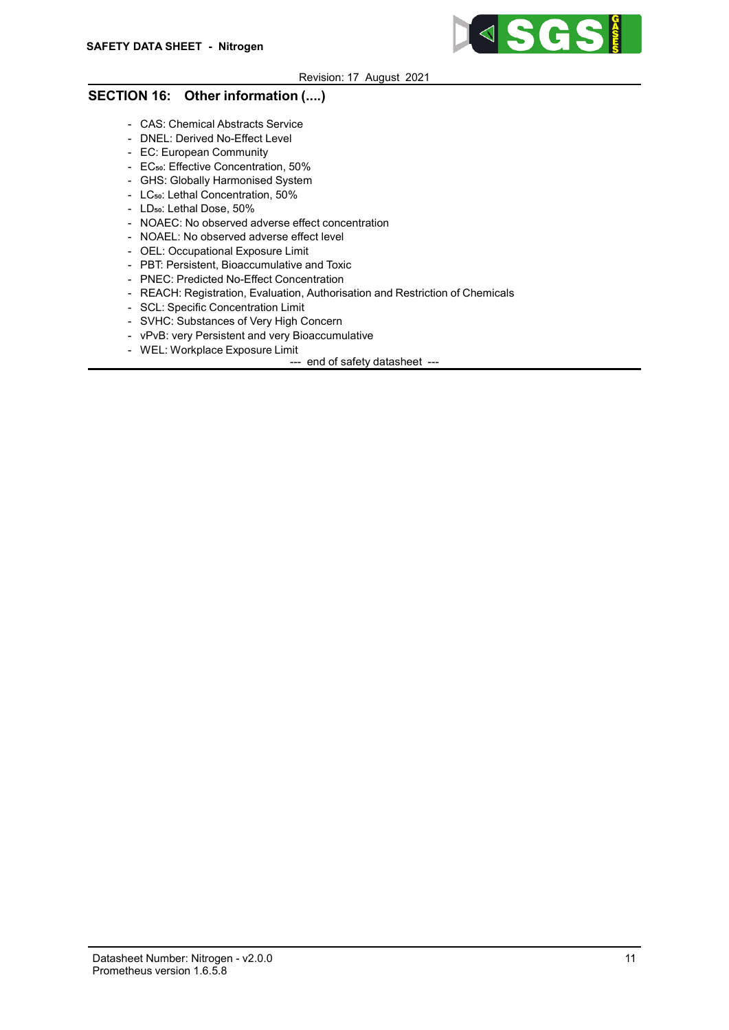## SECTION 16: Other information (....)

- CAS: Chemical Abstracts Service
- DNEL: Derived No-Effect Level
- EC: European Community
- $EC_{50}$: Effective Concentration, 50%
- GHS: Globally Harmonised System
- $LC_{50}$: Lethal Concentration, 50%
- $LD_{50}$: Lethal Dose, 50%
- NOAEC: No observed adverse effect concentration
- NOAEL: No observed adverse effect level
- OEL: Occupational Exposure Limit
- PBT: Persistent, Bioaccumulative and Toxic
- PNEC: Predicted No-Effect Concentration
- REACH: Registration, Evaluation, Authorisation and Restriction of Chemicals
- SCL: Specific Concentration Limit
- SVHC: Substances of Very High Concern
- vPvB: very Persistent and very Bioaccumulative
- WEL: Workplace Exposure Limit

--- end of safety datasheet ---